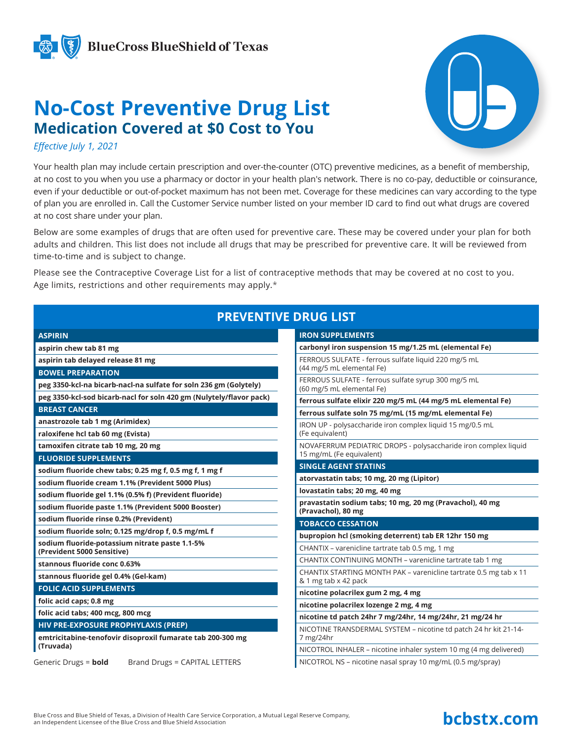BlueCross BlueShield of Texas

# No-Cost Preventive Drug List

## Medication Covered at $0 Cost to You

*Effective July 1, 2021*

Your health plan may include certain prescription and over-the-counter (OTC) preventive medicines, as a benefit of membership, at no cost to you when you use a pharmacy or doctor in your health plan's network. There is no co-pay, deductible or coinsurance, even if your deductible or out-of-pocket maximum has not been met. Coverage for these medicines can vary according to the type of plan you are enrolled in. Call the Customer Service number listed on your member ID card to find out what drugs are covered at no cost share under your plan.

Below are some examples of drugs that are often used for preventive care. These may be covered under your plan for both adults and children. This list does not include all drugs that may be prescribed for preventive care. It will be reviewed from time-to-time and is subject to change.

Please see the Contraceptive Coverage List for a list of contraceptive methods that may be covered at no cost to you. Age limits, restrictions and other requirements may apply.*

## PREVENTIVE DRUG LIST

### ASPIRIN

- **aspirin chew tab 81 mg**
- **aspirin tab delayed release 81 mg**

### BOWEL PREPARATION

- **peg 3350-kcl-na bicarb-nacl-na sulfate for soln 236 gm (Golytely)**
- **peg 3350-kcl-sod bicarb-nacl for soln 420 gm (Nulytely/flavor pack)**

### BREAST CANCER

- **anastrozole tab 1 mg (Arimidex)**
- **raloxifene hcl tab 60 mg (Evista)**
- **tamoxifen citrate tab 10 mg, 20 mg**

### FLUORIDE SUPPLEMENTS

- **sodium fluoride chew tabs; 0.25 mg f, 0.5 mg f, 1 mg f**
- **sodium fluoride cream 1.1% (Prevident 5000 Plus)**
- **sodium fluoride gel 1.1% (0.5% f) (Prevident fluoride)**
- **sodium fluoride paste 1.1% (Prevident 5000 Booster)**
- **sodium fluoride rinse 0.2% (Prevident)**
- **sodium fluoride soln; 0.125 mg/drop f, 0.5 mg/mL f**
- **sodium fluoride-potassium nitrate paste 1.1-5% (Prevident 5000 Sensitive)**
- **stannous fluoride conc 0.63%**
- **stannous fluoride gel 0.4% (Gel-kam)**

### FOLIC ACID SUPPLEMENTS

- **folic acid caps; 0.8 mg**
- **folic acid tabs; 400 mcg, 800 mcg**

### HIV PRE-EXPOSURE PROPHYLAXIS (PREP)

- **emtricitabine-tenofovir disoproxil fumarate tab 200-300 mg (Truvada)**

Generic Drugs = **bold** Brand Drugs = CAPITAL LETTERS

### IRON SUPPLEMENTS

- **carbonyl iron suspension 15 mg/1.25 mL (elemental Fe)**
- FERROUS SULFATE - ferrous sulfate liquid 220 mg/5 mL (44 mg/5 mL elemental Fe)
- FERROUS SULFATE - ferrous sulfate syrup 300 mg/5 mL (60 mg/5 mL elemental Fe)
- **ferrous sulfate elixir 220 mg/5 mL (44 mg/5 mL elemental Fe)**
- **ferrous sulfate soln 75 mg/mL (15 mg/mL elemental Fe)**
- IRON UP - polysaccharide iron complex liquid 15 mg/0.5 mL (Fe equivalent)
- NOVAFERRUM PEDIATRIC DROPS - polysaccharide iron complex liquid 15 mg/mL (Fe equivalent)

### SINGLE AGENT STATINS

- **atorvastatin tabs; 10 mg, 20 mg (Lipitor)**
- **lovastatin tabs; 20 mg, 40 mg**
- **pravastatin sodium tabs; 10 mg, 20 mg (Pravachol), 40 mg (Pravachol), 80 mg**

### TOBACCO CESSATION

- **bupropion hcl (smoking deterrent) tab ER 12hr 150 mg**
- CHANTIX – varenicline tartrate tab 0.5 mg, 1 mg
- CHANTIX CONTINUING MONTH – varenicline tartrate tab 1 mg
- CHANTIX STARTING MONTH PAK – varenicline tartrate 0.5 mg tab x 11 & 1 mg tab x 42 pack
- **nicotine polacrilex gum 2 mg, 4 mg**
- **nicotine polacrilex lozenge 2 mg, 4 mg**
- **nicotine td patch 24hr 7 mg/24hr, 14 mg/24hr, 21 mg/24 hr**
- NICOTINE TRANSDERMAL SYSTEM – nicotine td patch 24 hr kit 21-14-7 mg/24hr
- NICOTROL INHALER – nicotine inhaler system 10 mg (4 mg delivered)
- NICOTROL NS – nicotine nasal spray 10 mg/mL (0.5 mg/spray)

Blue Cross and Blue Shield of Texas, a Division of Health Care Service Corporation, a Mutual Legal Reserve Company, an Independent Licensee of the Blue Cross and Blue Shield Association

**bcbstx.com**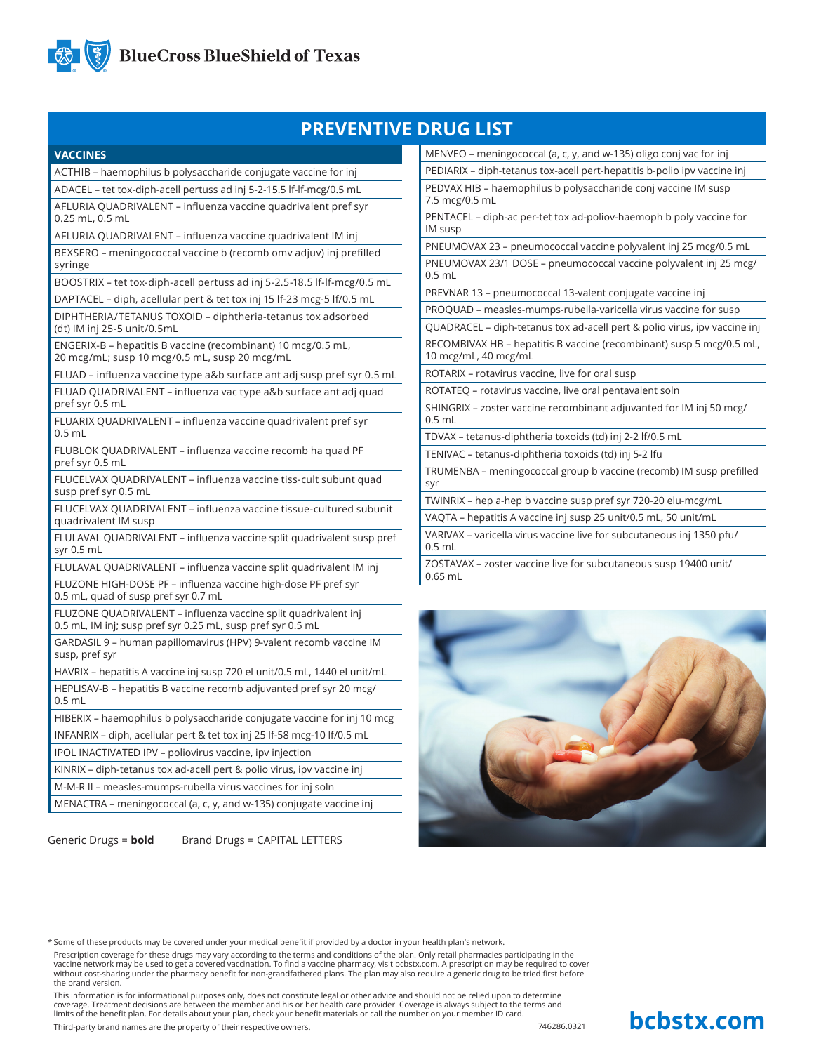## PREVENTIVE DRUG LIST

### VACCINES

- ACTHIB – haemophilus b polysaccharide conjugate vaccine for inj
- ADACEL – tet tox-diph-acell pertuss ad inj 5-2-15.5 lf-lf-mcg/0.5 mL
- AFLURIA QUADRIVALENT – influenza vaccine quadrivalent pref syr 0.25 mL, 0.5 mL
- AFLURIA QUADRIVALENT – influenza vaccine quadrivalent IM inj
- BEXSERO – meningococcal vaccine b (recomb omv adjuv) inj prefilled syringe
- BOOSTRIX – tet tox-diph-acell pertuss ad inj 5-2.5-18.5 lf-lf-mcg/0.5 mL
- DAPTACEL – diph, acellular pert & tet tox inj 15 lf-23 mcg-5 lf/0.5 mL
- DIPHTHERIA/TETANUS TOXOID – diphtheria-tetanus tox adsorbed (dt) IM inj 25-5 unit/0.5mL
- ENGERIX-B – hepatitis B vaccine (recombinant) 10 mcg/0.5 mL, 20 mcg/mL; susp 10 mcg/0.5 mL, susp 20 mcg/mL
- FLUAD – influenza vaccine type a&b surface ant adj susp pref syr 0.5 mL
- FLUAD QUADRIVALENT – influenza vac type a&b surface ant adj quad pref syr 0.5 mL
- FLUARIX QUADRIVALENT – influenza vaccine quadrivalent pref syr 0.5 mL
- FLUBLOK QUADRIVALENT – influenza vaccine recomb ha quad PF pref syr 0.5 mL
- FLUCELVAX QUADRIVALENT – influenza vaccine tiss-cult subunt quad susp pref syr 0.5 mL
- FLUCELVAX QUADRIVALENT – influenza vaccine tissue-cultured subunit quadrivalent IM susp
- FLULAVAL QUADRIVALENT – influenza vaccine split quadrivalent susp pref syr 0.5 mL
- FLULAVAL QUADRIVALENT – influenza vaccine split quadrivalent IM inj
- FLUZONE HIGH-DOSE PF – influenza vaccine high-dose PF pref syr 0.5 mL, quad of susp pref syr 0.7 mL
- FLUZONE QUADRIVALENT – influenza vaccine split quadrivalent inj 0.5 mL, IM inj; susp pref syr 0.25 mL, susp pref syr 0.5 mL
- GARDASIL 9 – human papillomavirus (HPV) 9-valent recomb vaccine IM susp, pref syr
- HAVRIX – hepatitis A vaccine inj susp 720 el unit/0.5 mL, 1440 el unit/mL
- HEPLISAV-B – hepatitis B vaccine recomb adjuvanted pref syr 20 mcg/ 0.5 mL
- HIBERIX – haemophilus b polysaccharide conjugate vaccine for inj 10 mcg
- INFANRIX – diph, acellular pert & tet tox inj 25 lf-58 mcg-10 lf/0.5 mL
- IPOL INACTIVATED IPV – poliovirus vaccine, ipv injection
- KINRIX – diph-tetanus tox ad-acell pert & polio virus, ipv vaccine inj
- M-M-R II – measles-mumps-rubella virus vaccines for inj soln
- MENACTRA – meningococcal (a, c, y, and w-135) conjugate vaccine inj
- MENVEO – meningococcal (a, c, y, and w-135) oligo conj vac for inj
- PEDIARIX – diph-tetanus tox-acell pert-hepatitis b-polio ipv vaccine inj
- PEDVAX HIB – haemophilus b polysaccharide conj vaccine IM susp 7.5 mcg/0.5 mL
- PENTACEL – diph-ac per-tet tox ad-poliov-haemoph b poly vaccine for IM susp
- PNEUMOVAX 23 – pneumococcal vaccine polyvalent inj 25 mcg/0.5 mL
- PNEUMOVAX 23/1 DOSE – pneumococcal vaccine polyvalent inj 25 mcg/ 0.5 mL
- PREVNAR 13 – pneumococcal 13-valent conjugate vaccine inj
- PROQUAD – measles-mumps-rubella-varicella virus vaccine for susp
- QUADRACEL – diph-tetanus tox ad-acell pert & polio virus, ipv vaccine inj
- RECOMBIVAX HB – hepatitis B vaccine (recombinant) susp 5 mcg/0.5 mL, 10 mcg/mL, 40 mcg/mL
- ROTARIX – rotavirus vaccine, live for oral susp
- ROTATEQ – rotavirus vaccine, live oral pentavalent soln
- SHINGRIX – zoster vaccine recombinant adjuvanted for IM inj 50 mcg/ 0.5 mL
- TDVAX – tetanus-diphtheria toxoids (td) inj 2-2 lf/0.5 mL
- TENIVAC – tetanus-diphtheria toxoids (td) inj 5-2 lfu
- TRUMENBA – meningococcal group b vaccine (recomb) IM susp prefilled syr
- TWINRIX – hep a-hep b vaccine susp pref syr 720-20 elu-mcg/mL
- VAQTA – hepatitis A vaccine inj susp 25 unit/0.5 mL, 50 unit/mL
- VARIVAX – varicella virus vaccine live for subcutaneous inj 1350 pfu/ 0.5 mL
- ZOSTAVAX – zoster vaccine live for subcutaneous susp 19400 unit/ 0.65 mL

Generic Drugs = **bold** Brand Drugs = CAPITAL LETTERS

\* Some of these products may be covered under your medical benefit if provided by a doctor in your health plan's network.

Prescription coverage for these drugs may vary according to the terms and conditions of the plan. Only retail pharmacies participating in the vaccine network may be used to get a covered vaccination. To find a vaccine pharmacy, visit bcbstx.com. A prescription may be required to cover without cost-sharing under the pharmacy benefit for non-grandfathered plans. The plan may also require a generic drug to be tried first before the brand version.

This information is for informational purposes only, does not constitute legal or other advice and should not be relied upon to determine coverage. Treatment decisions are between the member and his or her health care provider. Coverage is always subject to the terms and limits of the benefit plan. For details about your plan, check your benefit materials or call the number on your member ID card.

Third-party brand names are the property of their respective owners.

746286.0321

**bcbstx.com**